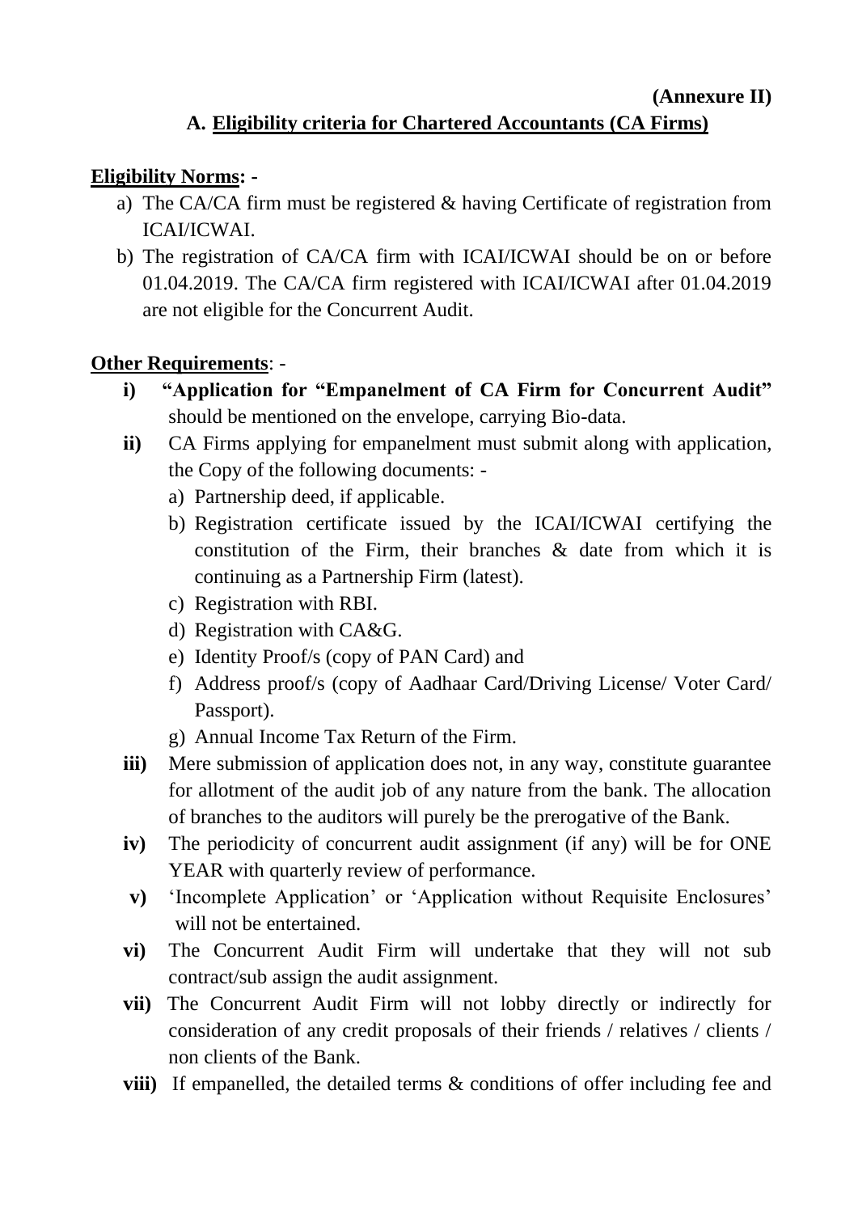**(Annexure II)**

## A. Eligibility criteria for Chartered Accountants (CA Firms)

**Eligibility Norms:** -

a) The CA/CA firm must be registered & having Certificate of registration from ICAI/ICWAI.

b) The registration of CA/CA firm with ICAI/ICWAI should be on or before 01.04.2019. The CA/CA firm registered with ICAI/ICWAI after 01.04.2019 are not eligible for the Concurrent Audit.

**Other Requirements**: -

**i)** **"Application for "Empanelment of CA Firm for Concurrent Audit"** should be mentioned on the envelope, carrying Bio-data.

**ii)** CA Firms applying for empanelment must submit along with application, the Copy of the following documents: -

   a) Partnership deed, if applicable.
   b) Registration certificate issued by the ICAI/ICWAI certifying the constitution of the Firm, their branches & date from which it is continuing as a Partnership Firm (latest).
   c) Registration with RBI.
   d) Registration with CA&G.
   e) Identity Proof/s (copy of PAN Card) and
   f) Address proof/s (copy of Aadhaar Card/Driving License/ Voter Card/ Passport).
   g) Annual Income Tax Return of the Firm.

**iii)** Mere submission of application does not, in any way, constitute guarantee for allotment of the audit job of any nature from the bank. The allocation of branches to the auditors will purely be the prerogative of the Bank.

**iv)** The periodicity of concurrent audit assignment (if any) will be for ONE YEAR with quarterly review of performance.

**v)** 'Incomplete Application' or 'Application without Requisite Enclosures' will not be entertained.

**vi)** The Concurrent Audit Firm will undertake that they will not sub contract/sub assign the audit assignment.

**vii)** The Concurrent Audit Firm will not lobby directly or indirectly for consideration of any credit proposals of their friends / relatives / clients / non clients of the Bank.

**viii)** If empanelled, the detailed terms & conditions of offer including fee and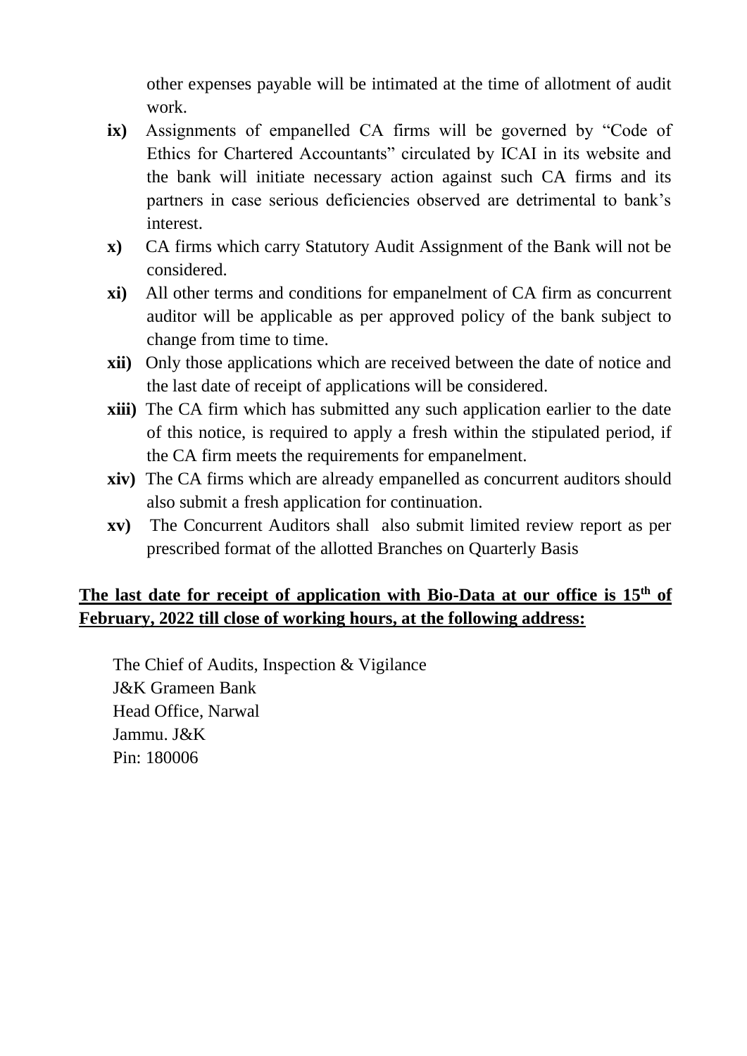other expenses payable will be intimated at the time of allotment of audit work.

**ix)** Assignments of empanelled CA firms will be governed by "Code of Ethics for Chartered Accountants" circulated by ICAI in its website and the bank will initiate necessary action against such CA firms and its partners in case serious deficiencies observed are detrimental to bank's interest.

**x)** CA firms which carry Statutory Audit Assignment of the Bank will not be considered.

**xi)** All other terms and conditions for empanelment of CA firm as concurrent auditor will be applicable as per approved policy of the bank subject to change from time to time.

**xii)** Only those applications which are received between the date of notice and the last date of receipt of applications will be considered.

**xiii)** The CA firm which has submitted any such application earlier to the date of this notice, is required to apply a fresh within the stipulated period, if the CA firm meets the requirements for empanelment.

**xiv)** The CA firms which are already empanelled as concurrent auditors should also submit a fresh application for continuation.

**xv)** The Concurrent Auditors shall also submit limited review report as per prescribed format of the allotted Branches on Quarterly Basis

**<u>The last date for receipt of application with Bio-Data at our office is 15th of February, 2022 till close of working hours, at the following address:</u>**

The Chief of Audits, Inspection & Vigilance
J&K Grameen Bank
Head Office, Narwal
Jammu. J&K
Pin: 180006